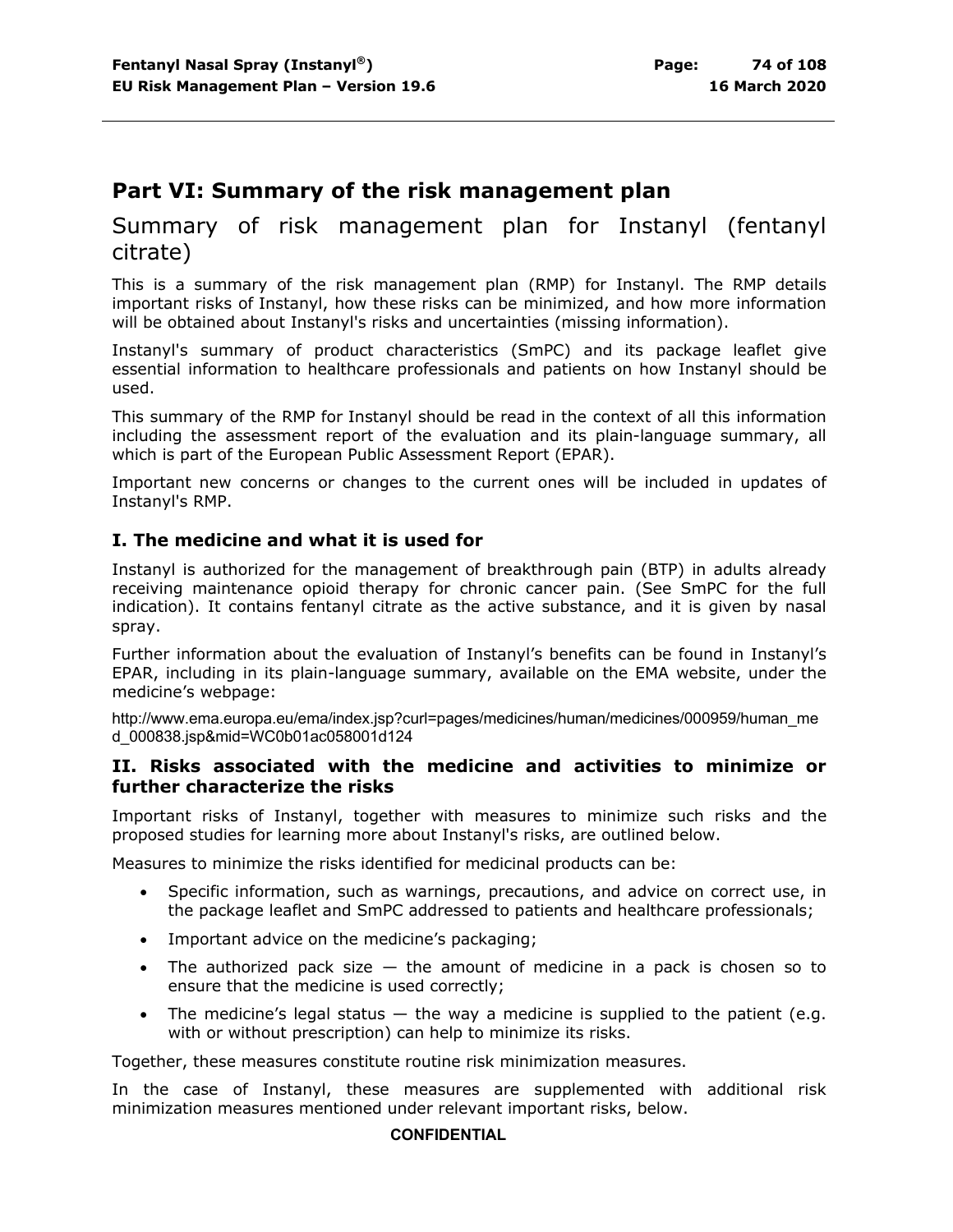# Part VI: Summary of the risk management plan

## Summary of risk management plan for Instanyl (fentanyl citrate)

This is a summary of the risk management plan (RMP) for Instanyl. The RMP details important risks of Instanyl, how these risks can be minimized, and how more information will be obtained about Instanyl's risks and uncertainties (missing information).

Instanyl's summary of product characteristics (SmPC) and its package leaflet give essential information to healthcare professionals and patients on how Instanyl should be used.

This summary of the RMP for Instanyl should be read in the context of all this information including the assessment report of the evaluation and its plain-language summary, all which is part of the European Public Assessment Report (EPAR).

Important new concerns or changes to the current ones will be included in updates of Instanyl's RMP.

### I. The medicine and what it is used for

Instanyl is authorized for the management of breakthrough pain (BTP) in adults already receiving maintenance opioid therapy for chronic cancer pain. (See SmPC for the full indication). It contains fentanyl citrate as the active substance, and it is given by nasal spray.

Further information about the evaluation of Instanyl's benefits can be found in Instanyl's EPAR, including in its plain-language summary, available on the EMA website, under the medicine's webpage:

http://www.ema.europa.eu/ema/index.jsp?curl=pages/medicines/human/medicines/000959/human_med_000838.jsp&mid=WC0b01ac058001d124

### II. Risks associated with the medicine and activities to minimize or further characterize the risks

Important risks of Instanyl, together with measures to minimize such risks and the proposed studies for learning more about Instanyl's risks, are outlined below.

Measures to minimize the risks identified for medicinal products can be:

- Specific information, such as warnings, precautions, and advice on correct use, in the package leaflet and SmPC addressed to patients and healthcare professionals;
- Important advice on the medicine's packaging;
- The authorized pack size — the amount of medicine in a pack is chosen so to ensure that the medicine is used correctly;
- The medicine's legal status — the way a medicine is supplied to the patient (e.g. with or without prescription) can help to minimize its risks.

Together, these measures constitute routine risk minimization measures.

In the case of Instanyl, these measures are supplemented with additional risk minimization measures mentioned under relevant important risks, below.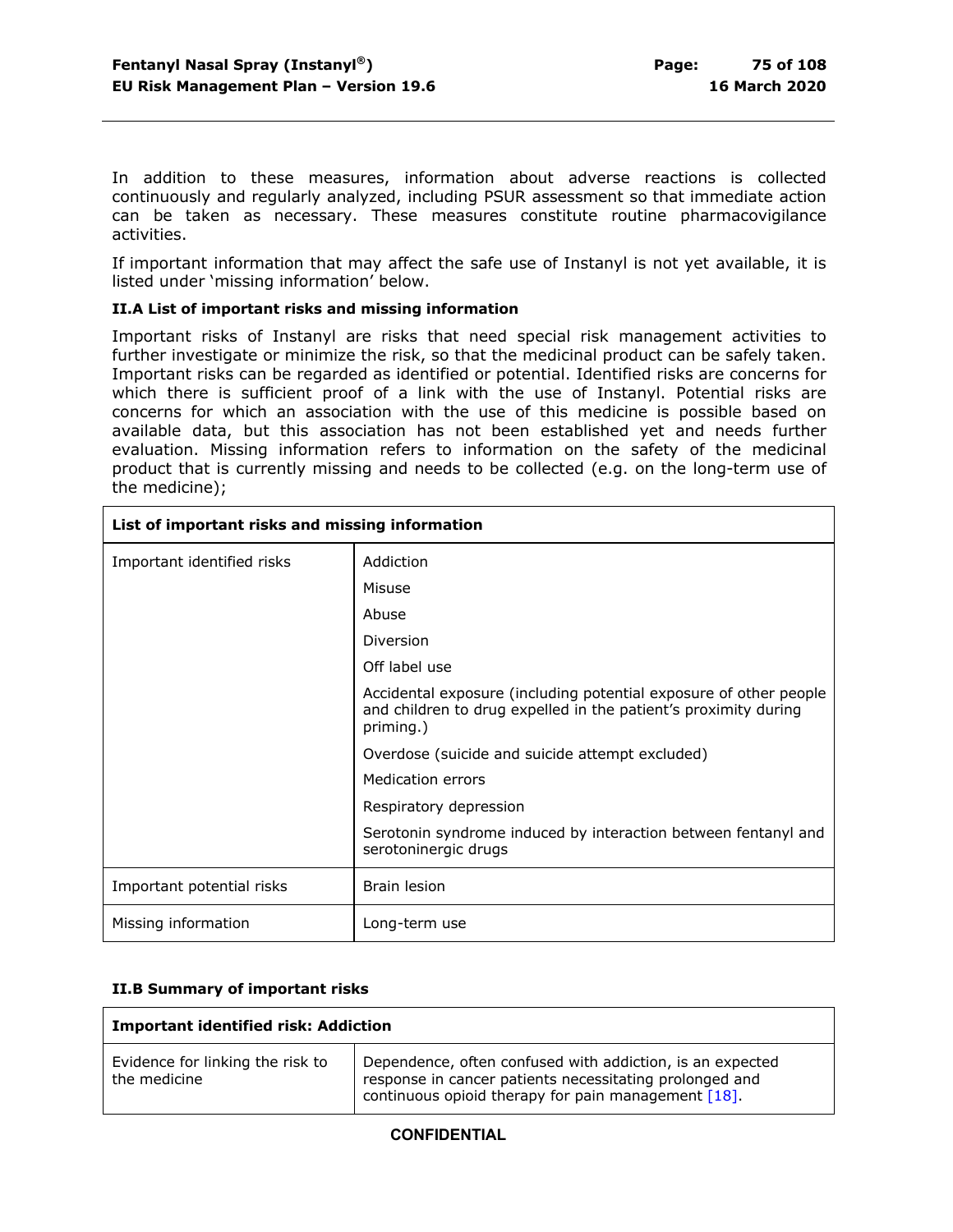In addition to these measures, information about adverse reactions is collected continuously and regularly analyzed, including PSUR assessment so that immediate action can be taken as necessary. These measures constitute routine pharmacovigilance activities.

If important information that may affect the safe use of Instanyl is not yet available, it is listed under 'missing information' below.

### II.A List of important risks and missing information

Important risks of Instanyl are risks that need special risk management activities to further investigate or minimize the risk, so that the medicinal product can be safely taken. Important risks can be regarded as identified or potential. Identified risks are concerns for which there is sufficient proof of a link with the use of Instanyl. Potential risks are concerns for which an association with the use of this medicine is possible based on available data, but this association has not been established yet and needs further evaluation. Missing information refers to information on the safety of the medicinal product that is currently missing and needs to be collected (e.g. on the long-term use of the medicine);

| **List of important risks and missing information** | |
|---|---|
| Important identified risks | Addiction<br>Misuse<br>Abuse<br>Diversion<br>Off label use<br>Accidental exposure (including potential exposure of other people and children to drug expelled in the patient's proximity during priming.)<br>Overdose (suicide and suicide attempt excluded)<br>Medication errors<br>Respiratory depression<br>Serotonin syndrome induced by interaction between fentanyl and serotoninergic drugs |
| Important potential risks | Brain lesion |
| Missing information | Long-term use |

### II.B Summary of important risks

| **Important identified risk: Addiction** | |
|---|---|
| Evidence for linking the risk to the medicine | Dependence, often confused with addiction, is an expected response in cancer patients necessitating prolonged and continuous opioid therapy for pain management [18]. |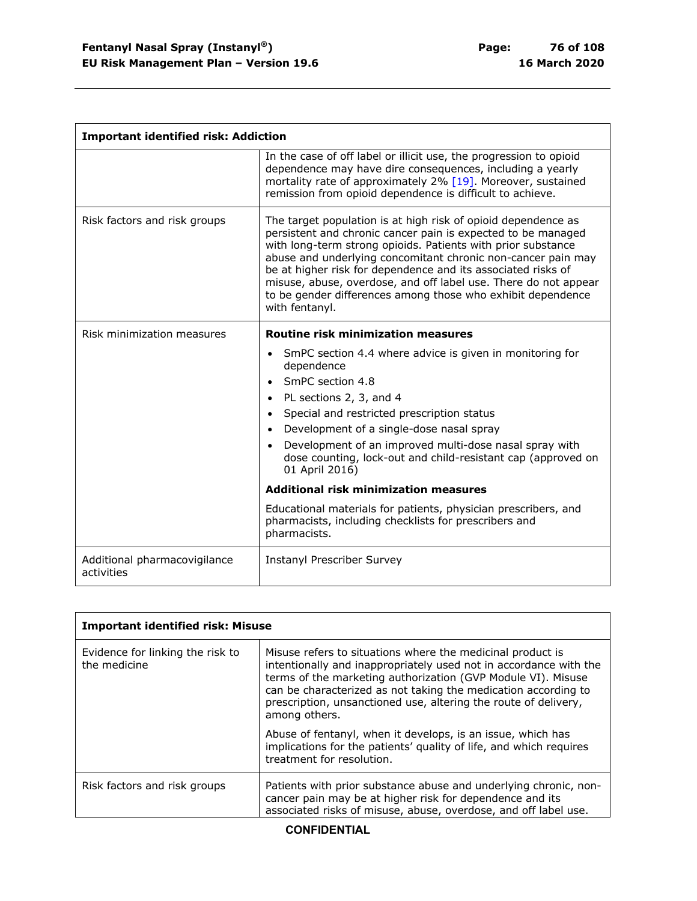| **Important identified risk: Addiction** | |
|---|---|
| | In the case of off label or illicit use, the progression to opioid dependence may have dire consequences, including a yearly mortality rate of approximately 2% [19]. Moreover, sustained remission from opioid dependence is difficult to achieve. |
| Risk factors and risk groups | The target population is at high risk of opioid dependence as persistent and chronic cancer pain is expected to be managed with long-term strong opioids. Patients with prior substance abuse and underlying concomitant chronic non-cancer pain may be at higher risk for dependence and its associated risks of misuse, abuse, overdose, and off label use. There do not appear to be gender differences among those who exhibit dependence with fentanyl. |
| Risk minimization measures | **Routine risk minimization measures**<br>• SmPC section 4.4 where advice is given in monitoring for dependence<br>• SmPC section 4.8<br>• PL sections 2, 3, and 4<br>• Special and restricted prescription status<br>• Development of a single-dose nasal spray<br>• Development of an improved multi-dose nasal spray with dose counting, lock-out and child-resistant cap (approved on 01 April 2016)<br>**Additional risk minimization measures**<br>Educational materials for patients, physician prescribers, and pharmacists, including checklists for prescribers and pharmacists. |
| Additional pharmacovigilance activities | Instanyl Prescriber Survey |

| **Important identified risk: Misuse** | |
|---|---|
| Evidence for linking the risk to the medicine | Misuse refers to situations where the medicinal product is intentionally and inappropriately used not in accordance with the terms of the marketing authorization (GVP Module VI). Misuse can be characterized as not taking the medication according to prescription, unsanctioned use, altering the route of delivery, among others.<br>Abuse of fentanyl, when it develops, is an issue, which has implications for the patients' quality of life, and which requires treatment for resolution. |
| Risk factors and risk groups | Patients with prior substance abuse and underlying chronic, non-cancer pain may be at higher risk for dependence and its associated risks of misuse, abuse, overdose, and off label use. |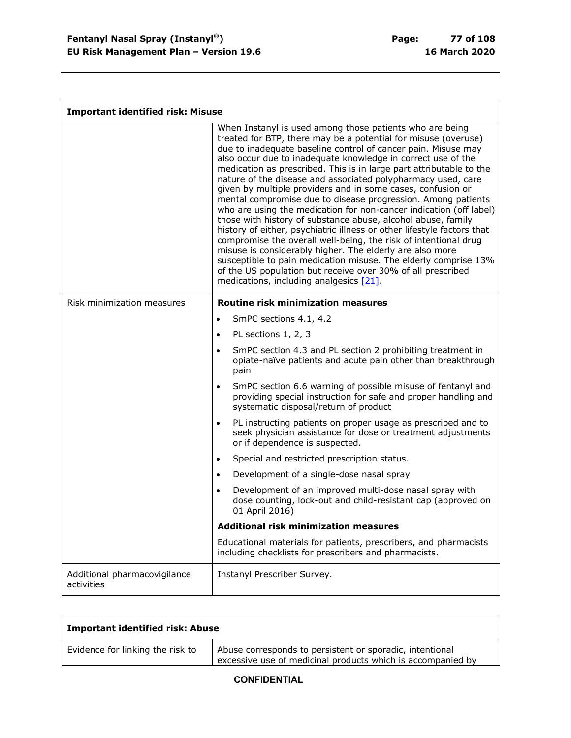| Important identified risk: Misuse | |
|---|---|
| | When Instanyl is used among those patients who are being treated for BTP, there may be a potential for misuse (overuse) due to inadequate baseline control of cancer pain. Misuse may also occur due to inadequate knowledge in correct use of the medication as prescribed. This is in large part attributable to the nature of the disease and associated polypharmacy used, care given by multiple providers and in some cases, confusion or mental compromise due to disease progression. Among patients who are using the medication for non-cancer indication (off label) those with history of substance abuse, alcohol abuse, family history of either, psychiatric illness or other lifestyle factors that compromise the overall well-being, the risk of intentional drug misuse is considerably higher. The elderly are also more susceptible to pain medication misuse. The elderly comprise 13% of the US population but receive over 30% of all prescribed medications, including analgesics [21]. |
| Risk minimization measures | **Routine risk minimization measures**<br>• SmPC sections 4.1, 4.2<br>• PL sections 1, 2, 3<br>• SmPC section 4.3 and PL section 2 prohibiting treatment in opiate-naïve patients and acute pain other than breakthrough pain<br>• SmPC section 6.6 warning of possible misuse of fentanyl and providing special instruction for safe and proper handling and systematic disposal/return of product<br>• PL instructing patients on proper usage as prescribed and to seek physician assistance for dose or treatment adjustments or if dependence is suspected.<br>• Special and restricted prescription status.<br>• Development of a single-dose nasal spray<br>• Development of an improved multi-dose nasal spray with dose counting, lock-out and child-resistant cap (approved on 01 April 2016)<br>**Additional risk minimization measures**<br>Educational materials for patients, prescribers, and pharmacists including checklists for prescribers and pharmacists. |
| Additional pharmacovigilance activities | Instanyl Prescriber Survey. |

| Important identified risk: Abuse | |
|---|---|
| Evidence for linking the risk to | Abuse corresponds to persistent or sporadic, intentional excessive use of medicinal products which is accompanied by |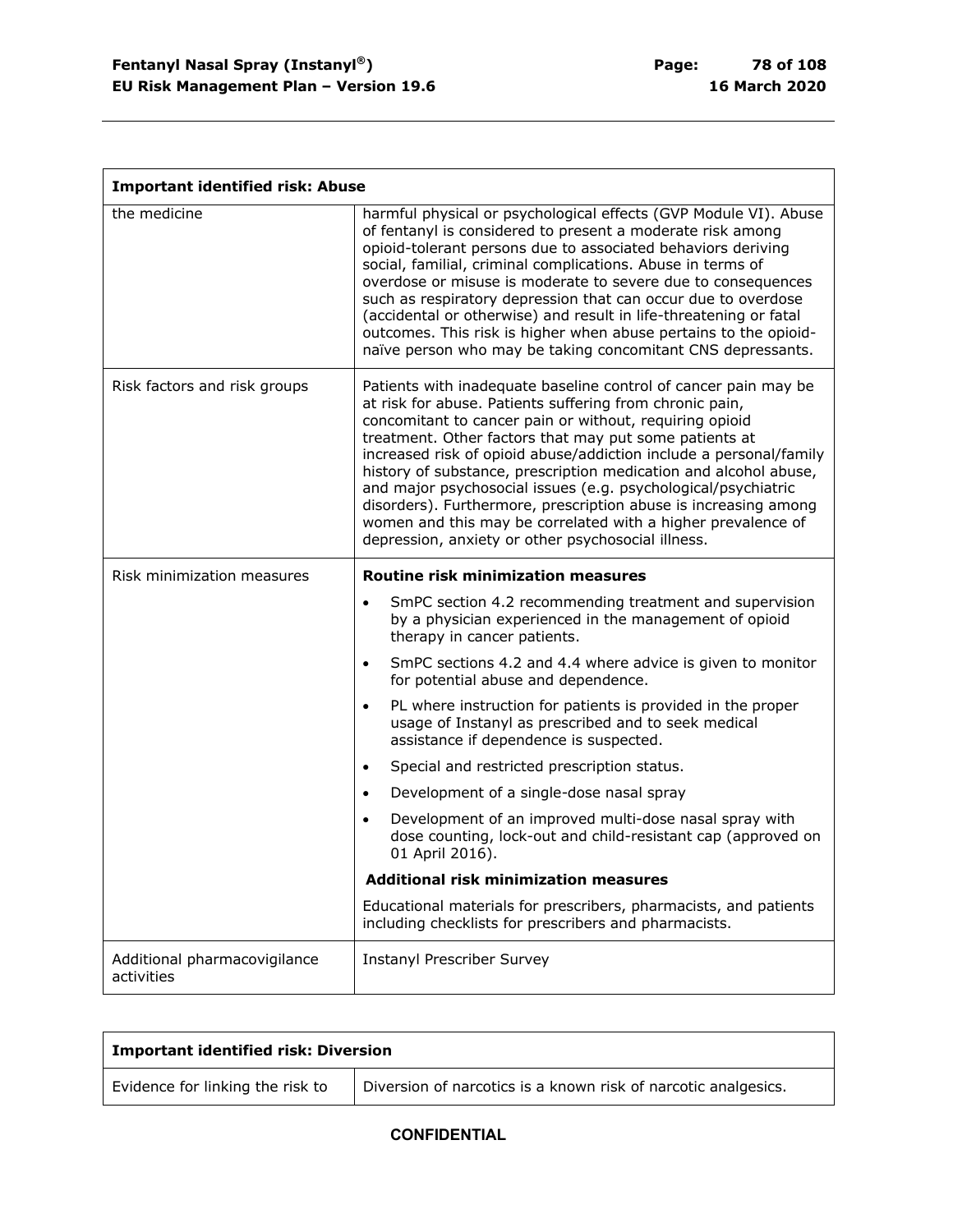| Important identified risk: Abuse | |
|---|---|
| the medicine | harmful physical or psychological effects (GVP Module VI). Abuse of fentanyl is considered to present a moderate risk among opioid-tolerant persons due to associated behaviors deriving social, familial, criminal complications. Abuse in terms of overdose or misuse is moderate to severe due to consequences such as respiratory depression that can occur due to overdose (accidental or otherwise) and result in life-threatening or fatal outcomes. This risk is higher when abuse pertains to the opioid-naïve person who may be taking concomitant CNS depressants. |
| Risk factors and risk groups | Patients with inadequate baseline control of cancer pain may be at risk for abuse. Patients suffering from chronic pain, concomitant to cancer pain or without, requiring opioid treatment. Other factors that may put some patients at increased risk of opioid abuse/addiction include a personal/family history of substance, prescription medication and alcohol abuse, and major psychosocial issues (e.g. psychological/psychiatric disorders). Furthermore, prescription abuse is increasing among women and this may be correlated with a higher prevalence of depression, anxiety or other psychosocial illness. |
| Risk minimization measures | **Routine risk minimization measures**<br>• SmPC section 4.2 recommending treatment and supervision by a physician experienced in the management of opioid therapy in cancer patients.<br>• SmPC sections 4.2 and 4.4 where advice is given to monitor for potential abuse and dependence.<br>• PL where instruction for patients is provided in the proper usage of Instanyl as prescribed and to seek medical assistance if dependence is suspected.<br>• Special and restricted prescription status.<br>• Development of a single-dose nasal spray<br>• Development of an improved multi-dose nasal spray with dose counting, lock-out and child-resistant cap (approved on 01 April 2016).<br>**Additional risk minimization measures**<br>Educational materials for prescribers, pharmacists, and patients including checklists for prescribers and pharmacists. |
| Additional pharmacovigilance activities | Instanyl Prescriber Survey |

| Important identified risk: Diversion | |
|---|---|
| Evidence for linking the risk to | Diversion of narcotics is a known risk of narcotic analgesics. |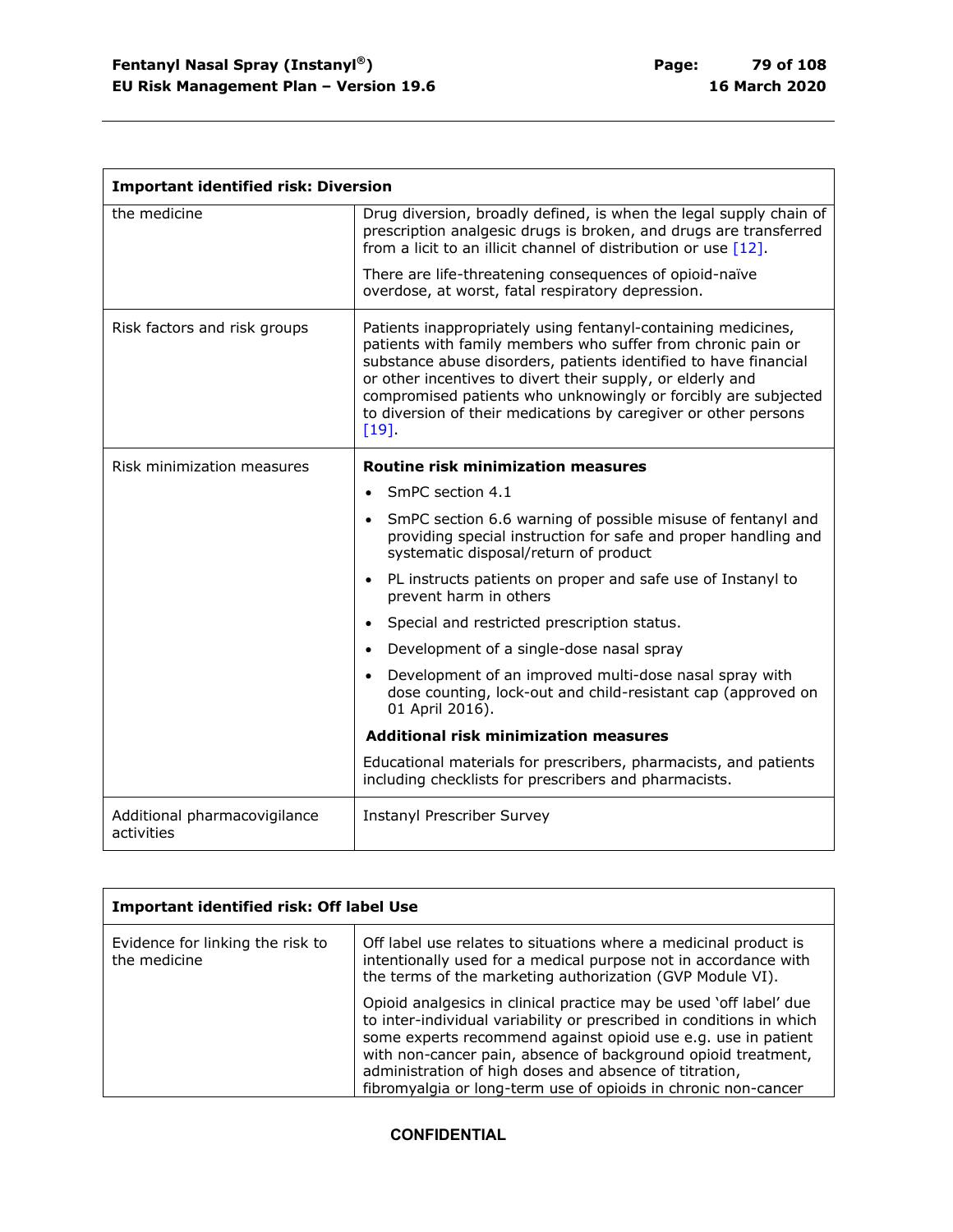| Important identified risk: Diversion | |
|---|---|
| the medicine | Drug diversion, broadly defined, is when the legal supply chain of prescription analgesic drugs is broken, and drugs are transferred from a licit to an illicit channel of distribution or use [12].<br><br>There are life-threatening consequences of opioid-naïve overdose, at worst, fatal respiratory depression. |
| Risk factors and risk groups | Patients inappropriately using fentanyl-containing medicines, patients with family members who suffer from chronic pain or substance abuse disorders, patients identified to have financial or other incentives to divert their supply, or elderly and compromised patients who unknowingly or forcibly are subjected to diversion of their medications by caregiver or other persons [19]. |
| Risk minimization measures | **Routine risk minimization measures**<br><br>• SmPC section 4.1<br>• SmPC section 6.6 warning of possible misuse of fentanyl and providing special instruction for safe and proper handling and systematic disposal/return of product<br>• PL instructs patients on proper and safe use of Instanyl to prevent harm in others<br>• Special and restricted prescription status.<br>• Development of a single-dose nasal spray<br>• Development of an improved multi-dose nasal spray with dose counting, lock-out and child-resistant cap (approved on 01 April 2016).<br><br>**Additional risk minimization measures**<br><br>Educational materials for prescribers, pharmacists, and patients including checklists for prescribers and pharmacists. |
| Additional pharmacovigilance activities | Instanyl Prescriber Survey |

| Important identified risk: Off label Use | |
|---|---|
| Evidence for linking the risk to the medicine | Off label use relates to situations where a medicinal product is intentionally used for a medical purpose not in accordance with the terms of the marketing authorization (GVP Module VI).<br><br>Opioid analgesics in clinical practice may be used 'off label' due to inter-individual variability or prescribed in conditions in which some experts recommend against opioid use e.g. use in patient with non-cancer pain, absence of background opioid treatment, administration of high doses and absence of titration, fibromyalgia or long-term use of opioids in chronic non-cancer |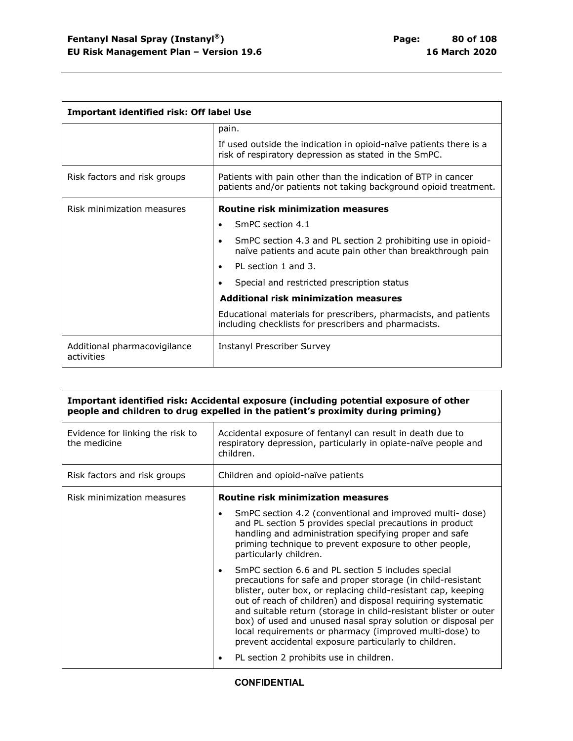| Important identified risk: Off label Use | |
|---|---|
| | pain.<br><br>If used outside the indication in opioid-naïve patients there is a risk of respiratory depression as stated in the SmPC. |
| Risk factors and risk groups | Patients with pain other than the indication of BTP in cancer patients and/or patients not taking background opioid treatment. |
| Risk minimization measures | **Routine risk minimization measures**<br><br>• SmPC section 4.1<br>• SmPC section 4.3 and PL section 2 prohibiting use in opioid-naïve patients and acute pain other than breakthrough pain<br>• PL section 1 and 3.<br>• Special and restricted prescription status<br><br>**Additional risk minimization measures**<br><br>Educational materials for prescribers, pharmacists, and patients including checklists for prescribers and pharmacists. |
| Additional pharmacovigilance activities | Instanyl Prescriber Survey |

| Important identified risk: Accidental exposure (including potential exposure of other people and children to drug expelled in the patient's proximity during priming) | |
|---|---|
| Evidence for linking the risk to the medicine | Accidental exposure of fentanyl can result in death due to respiratory depression, particularly in opiate-naïve people and children. |
| Risk factors and risk groups | Children and opioid-naïve patients |
| Risk minimization measures | **Routine risk minimization measures**<br><br>• SmPC section 4.2 (conventional and improved multi- dose) and PL section 5 provides special precautions in product handling and administration specifying proper and safe priming technique to prevent exposure to other people, particularly children.<br>• SmPC section 6.6 and PL section 5 includes special precautions for safe and proper storage (in child-resistant blister, outer box, or replacing child-resistant cap, keeping out of reach of children) and disposal requiring systematic and suitable return (storage in child-resistant blister or outer box) of used and unused nasal spray solution or disposal per local requirements or pharmacy (improved multi-dose) to prevent accidental exposure particularly to children.<br>• PL section 2 prohibits use in children. |

**CONFIDENTIAL**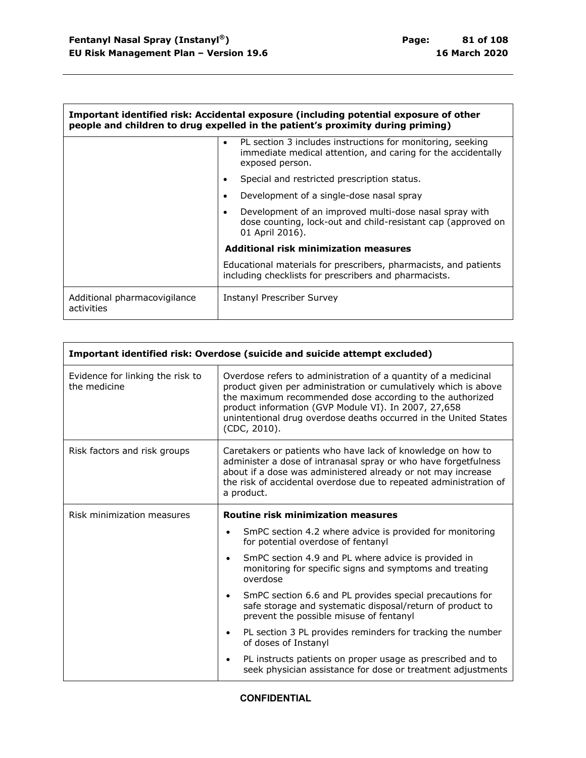| Important identified risk: Accidental exposure (including potential exposure of other people and children to drug expelled in the patient's proximity during priming) | |
|---|---|
| | • PL section 3 includes instructions for monitoring, seeking immediate medical attention, and caring for the accidentally exposed person.<br>• Special and restricted prescription status.<br>• Development of a single-dose nasal spray<br>• Development of an improved multi-dose nasal spray with dose counting, lock-out and child-resistant cap (approved on 01 April 2016).<br>**Additional risk minimization measures**<br>Educational materials for prescribers, pharmacists, and patients including checklists for prescribers and pharmacists. |
| Additional pharmacovigilance activities | Instanyl Prescriber Survey |

| Important identified risk: Overdose (suicide and suicide attempt excluded) | |
|---|---|
| Evidence for linking the risk to the medicine | Overdose refers to administration of a quantity of a medicinal product given per administration or cumulatively which is above the maximum recommended dose according to the authorized product information (GVP Module VI). In 2007, 27,658 unintentional drug overdose deaths occurred in the United States (CDC, 2010). |
| Risk factors and risk groups | Caretakers or patients who have lack of knowledge on how to administer a dose of intranasal spray or who have forgetfulness about if a dose was administered already or not may increase the risk of accidental overdose due to repeated administration of a product. |
| Risk minimization measures | **Routine risk minimization measures**<br>• SmPC section 4.2 where advice is provided for monitoring for potential overdose of fentanyl<br>• SmPC section 4.9 and PL where advice is provided in monitoring for specific signs and symptoms and treating overdose<br>• SmPC section 6.6 and PL provides special precautions for safe storage and systematic disposal/return of product to prevent the possible misuse of fentanyl<br>• PL section 3 PL provides reminders for tracking the number of doses of Instanyl<br>• PL instructs patients on proper usage as prescribed and to seek physician assistance for dose or treatment adjustments |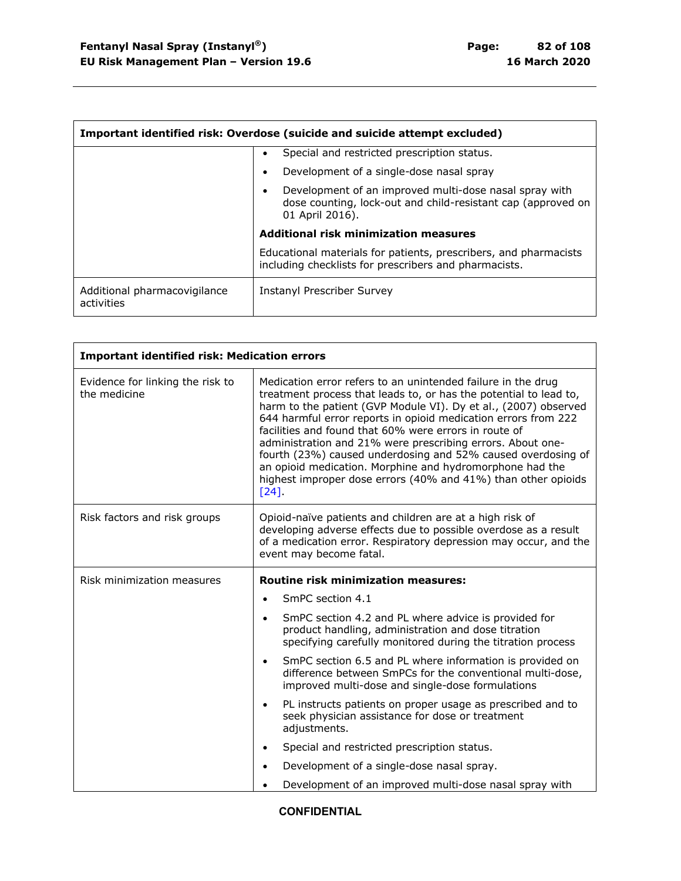| Important identified risk: Overdose (suicide and suicide attempt excluded) | |
|---|---|
| | • Special and restricted prescription status.<br>• Development of a single-dose nasal spray<br>• Development of an improved multi-dose nasal spray with dose counting, lock-out and child-resistant cap (approved on 01 April 2016).<br>**Additional risk minimization measures**<br>Educational materials for patients, prescribers, and pharmacists including checklists for prescribers and pharmacists. |
| Additional pharmacovigilance activities | Instanyl Prescriber Survey |

| Important identified risk: Medication errors | |
|---|---|
| Evidence for linking the risk to the medicine | Medication error refers to an unintended failure in the drug treatment process that leads to, or has the potential to lead to, harm to the patient (GVP Module VI). Dy et al., (2007) observed 644 harmful error reports in opioid medication errors from 222 facilities and found that 60% were errors in route of administration and 21% were prescribing errors. About one-fourth (23%) caused underdosing and 52% caused overdosing of an opioid medication. Morphine and hydromorphone had the highest improper dose errors (40% and 41%) than other opioids [24]. |
| Risk factors and risk groups | Opioid-naïve patients and children are at a high risk of developing adverse effects due to possible overdose as a result of a medication error. Respiratory depression may occur, and the event may become fatal. |
| Risk minimization measures | **Routine risk minimization measures:**<br>• SmPC section 4.1<br>• SmPC section 4.2 and PL where advice is provided for product handling, administration and dose titration specifying carefully monitored during the titration process<br>• SmPC section 6.5 and PL where information is provided on difference between SmPCs for the conventional multi-dose, improved multi-dose and single-dose formulations<br>• PL instructs patients on proper usage as prescribed and to seek physician assistance for dose or treatment adjustments.<br>• Special and restricted prescription status.<br>• Development of a single-dose nasal spray.<br>• Development of an improved multi-dose nasal spray with |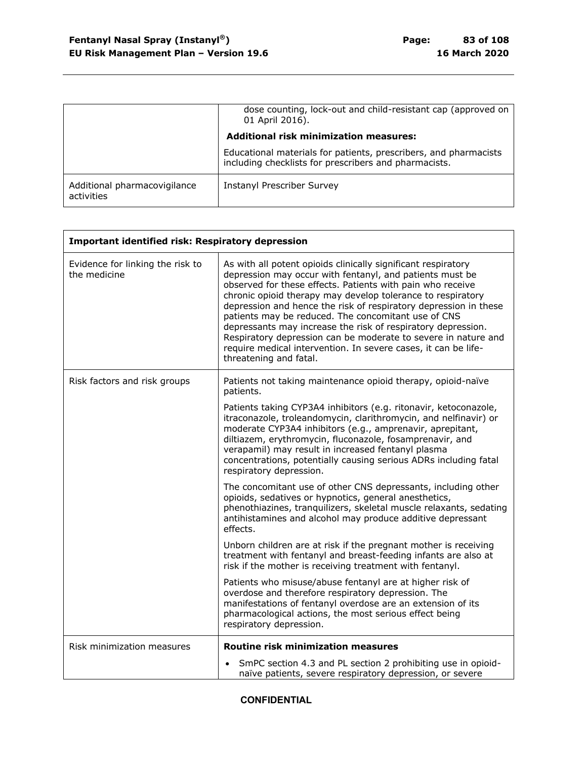| | dose counting, lock-out and child-resistant cap (approved on 01 April 2016).<br>**Additional risk minimization measures:**<br>Educational materials for patients, prescribers, and pharmacists including checklists for prescribers and pharmacists. |
|---|---|
| Additional pharmacovigilance activities | Instanyl Prescriber Survey |

| **Important identified risk: Respiratory depression** | |
|---|---|
| Evidence for linking the risk to the medicine | As with all potent opioids clinically significant respiratory depression may occur with fentanyl, and patients must be observed for these effects. Patients with pain who receive chronic opioid therapy may develop tolerance to respiratory depression and hence the risk of respiratory depression in these patients may be reduced. The concomitant use of CNS depressants may increase the risk of respiratory depression. Respiratory depression can be moderate to severe in nature and require medical intervention. In severe cases, it can be life-threatening and fatal. |
| Risk factors and risk groups | Patients not taking maintenance opioid therapy, opioid-naïve patients.<br>Patients taking CYP3A4 inhibitors (e.g. ritonavir, ketoconazole, itraconazole, troleandomycin, clarithromycin, and nelfinavir) or moderate CYP3A4 inhibitors (e.g., amprenavir, aprepitant, diltiazem, erythromycin, fluconazole, fosamprenavir, and verapamil) may result in increased fentanyl plasma concentrations, potentially causing serious ADRs including fatal respiratory depression.<br>The concomitant use of other CNS depressants, including other opioids, sedatives or hypnotics, general anesthetics, phenothiazines, tranquilizers, skeletal muscle relaxants, sedating antihistamines and alcohol may produce additive depressant effects.<br>Unborn children are at risk if the pregnant mother is receiving treatment with fentanyl and breast-feeding infants are also at risk if the mother is receiving treatment with fentanyl.<br>Patients who misuse/abuse fentanyl are at higher risk of overdose and therefore respiratory depression. The manifestations of fentanyl overdose are an extension of its pharmacological actions, the most serious effect being respiratory depression. |
| Risk minimization measures | **Routine risk minimization measures**<br>• SmPC section 4.3 and PL section 2 prohibiting use in opioid-naïve patients, severe respiratory depression, or severe |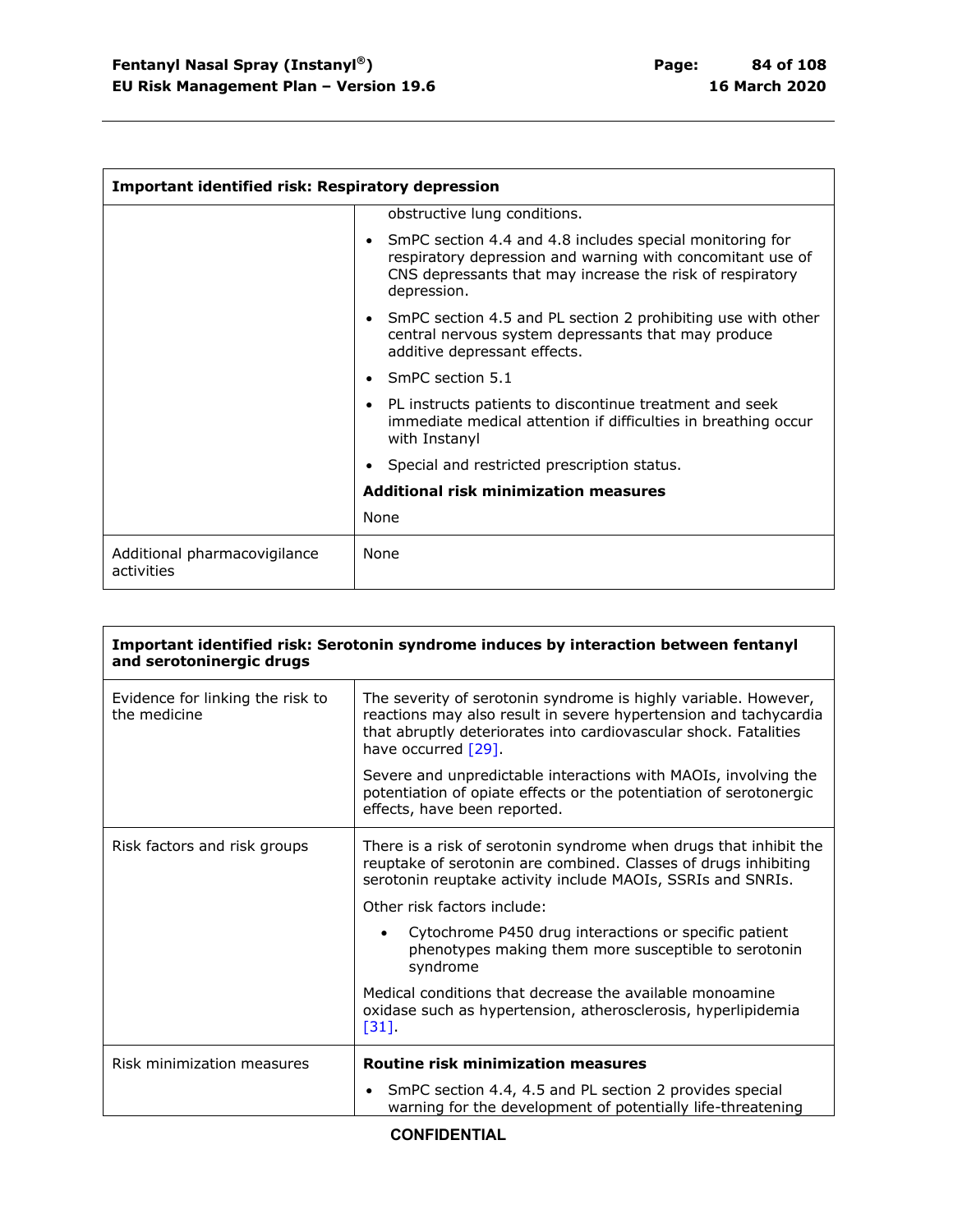| Important identified risk: Respiratory depression | |
|---|---|
| | obstructive lung conditions.<br>• SmPC section 4.4 and 4.8 includes special monitoring for respiratory depression and warning with concomitant use of CNS depressants that may increase the risk of respiratory depression.<br>• SmPC section 4.5 and PL section 2 prohibiting use with other central nervous system depressants that may produce additive depressant effects.<br>• SmPC section 5.1<br>• PL instructs patients to discontinue treatment and seek immediate medical attention if difficulties in breathing occur with Instanyl<br>• Special and restricted prescription status.<br>**Additional risk minimization measures**<br>None |
| Additional pharmacovigilance activities | None |

| Important identified risk: Serotonin syndrome induces by interaction between fentanyl and serotoninergic drugs | |
|---|---|
| Evidence for linking the risk to the medicine | The severity of serotonin syndrome is highly variable. However, reactions may also result in severe hypertension and tachycardia that abruptly deteriorates into cardiovascular shock. Fatalities have occurred [29].<br>Severe and unpredictable interactions with MAOIs, involving the potentiation of opiate effects or the potentiation of serotonergic effects, have been reported. |
| Risk factors and risk groups | There is a risk of serotonin syndrome when drugs that inhibit the reuptake of serotonin are combined. Classes of drugs inhibiting serotonin reuptake activity include MAOIs, SSRIs and SNRIs.<br>Other risk factors include:<br>• Cytochrome P450 drug interactions or specific patient phenotypes making them more susceptible to serotonin syndrome<br>Medical conditions that decrease the available monoamine oxidase such as hypertension, atherosclerosis, hyperlipidemia [31]. |
| Risk minimization measures | **Routine risk minimization measures**<br>• SmPC section 4.4, 4.5 and PL section 2 provides special warning for the development of potentially life-threatening |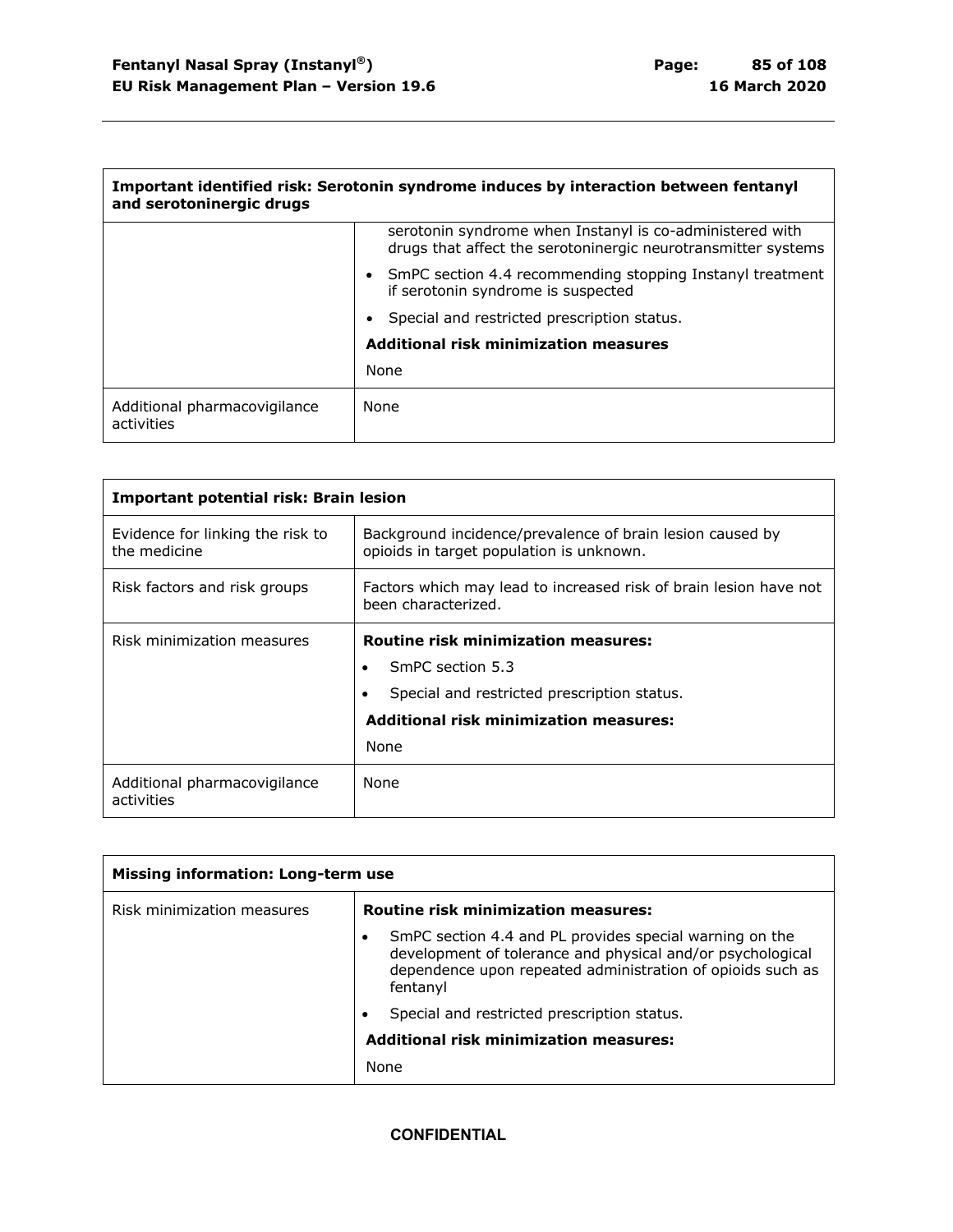| Important identified risk: Serotonin syndrome induces by interaction between fentanyl and serotoninergic drugs | |
|---|---|
| | serotonin syndrome when Instanyl is co-administered with drugs that affect the serotoninergic neurotransmitter systems<br>• SmPC section 4.4 recommending stopping Instanyl treatment if serotonin syndrome is suspected<br>• Special and restricted prescription status.<br>**Additional risk minimization measures**<br>None |
| Additional pharmacovigilance activities | None |

| Important potential risk: Brain lesion | |
|---|---|
| Evidence for linking the risk to the medicine | Background incidence/prevalence of brain lesion caused by opioids in target population is unknown. |
| Risk factors and risk groups | Factors which may lead to increased risk of brain lesion have not been characterized. |
| Risk minimization measures | **Routine risk minimization measures:**<br>• SmPC section 5.3<br>• Special and restricted prescription status.<br>**Additional risk minimization measures:**<br>None |
| Additional pharmacovigilance activities | None |

| Missing information: Long-term use | |
|---|---|
| Risk minimization measures | **Routine risk minimization measures:**<br>• SmPC section 4.4 and PL provides special warning on the development of tolerance and physical and/or psychological dependence upon repeated administration of opioids such as fentanyl<br>• Special and restricted prescription status.<br>**Additional risk minimization measures:**<br>None |

CONFIDENTIAL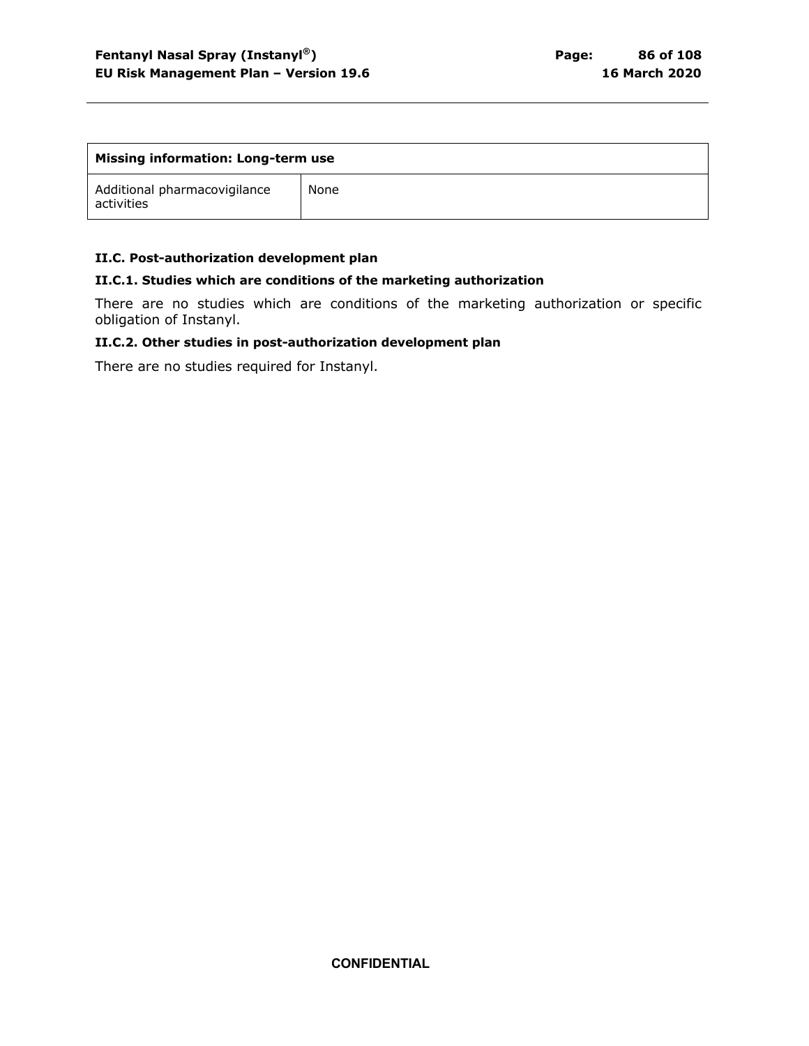| Missing information: Long-term use | |
|---|---|
| Additional pharmacovigilance activities | None |

**II.C. Post-authorization development plan**

**II.C.1. Studies which are conditions of the marketing authorization**

There are no studies which are conditions of the marketing authorization or specific obligation of Instanyl.

**II.C.2. Other studies in post-authorization development plan**

There are no studies required for Instanyl.

CONFIDENTIAL